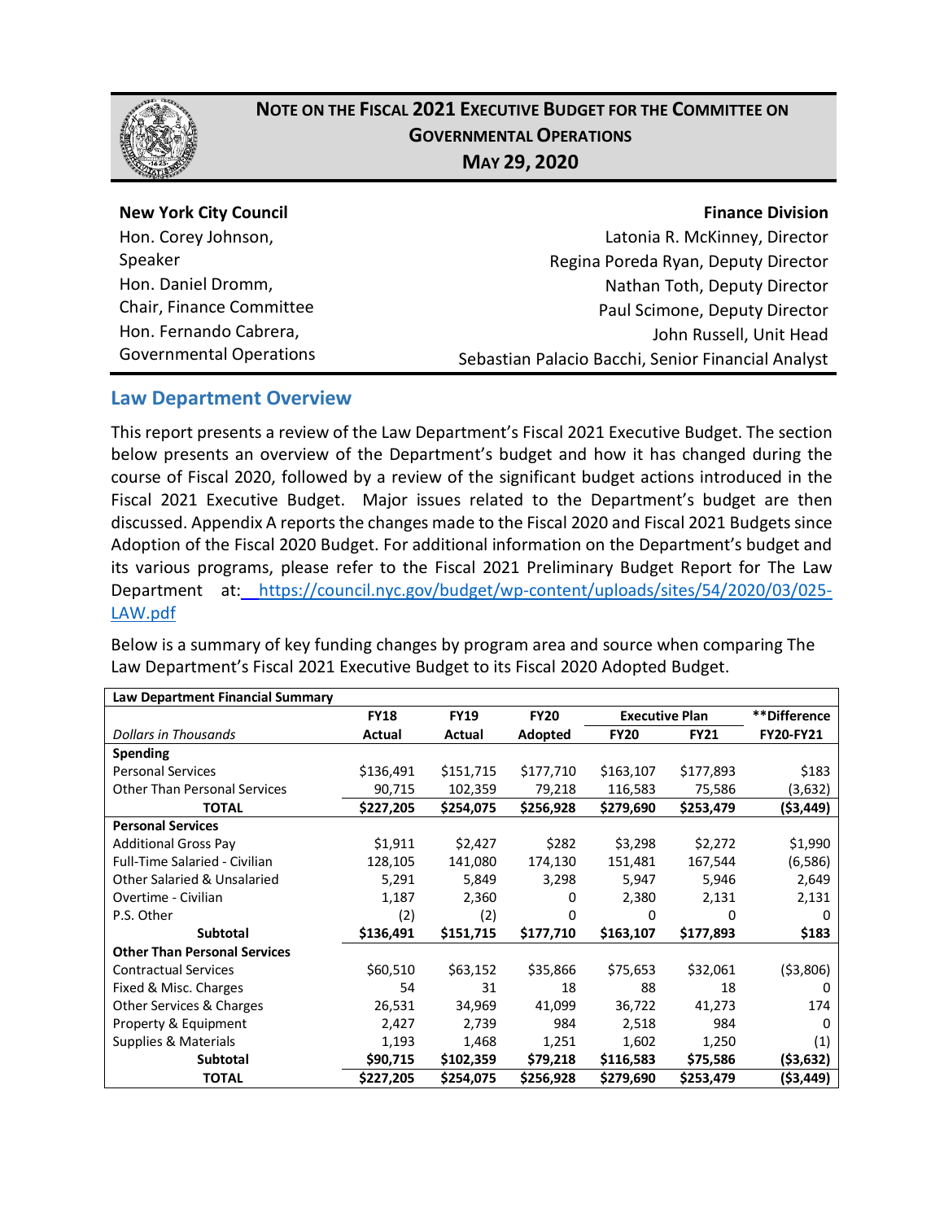# NOTE ON THE FISCAL 2021 EXECUTIVE BUDGET FOR THE COMMITTEE ON GOVERNMENTAL OPERATIONS

## MAY 29, 2020

**New York City Council**
Hon. Corey Johnson, Speaker
Hon. Daniel Dromm, Chair, Finance Committee
Hon. Fernando Cabrera, Governmental Operations

**Finance Division**
Latonia R. McKinney, Director
Regina Poreda Ryan, Deputy Director
Nathan Toth, Deputy Director
Paul Scimone, Deputy Director
John Russell, Unit Head
Sebastian Palacio Bacchi, Senior Financial Analyst

## Law Department Overview

This report presents a review of the Law Department's Fiscal 2021 Executive Budget. The section below presents an overview of the Department's budget and how it has changed during the course of Fiscal 2020, followed by a review of the significant budget actions introduced in the Fiscal 2021 Executive Budget. Major issues related to the Department's budget are then discussed. Appendix A reports the changes made to the Fiscal 2020 and Fiscal 2021 Budgets since Adoption of the Fiscal 2020 Budget. For additional information on the Department's budget and its various programs, please refer to the Fiscal 2021 Preliminary Budget Report for The Law Department at: https://council.nyc.gov/budget/wp-content/uploads/sites/54/2020/03/025-LAW.pdf

Below is a summary of key funding changes by program area and source when comparing The Law Department's Fiscal 2021 Executive Budget to its Fiscal 2020 Adopted Budget.

| **Law Department Financial Summary** | | | | | | |
|---|---|---|---|---|---|---|
| | **FY18** | **FY19** | **FY20** | **Executive Plan** | | **\*\*Difference** |
| *Dollars in Thousands* | **Actual** | **Actual** | **Adopted** | **FY20** | **FY21** | **FY20-FY21** |
| **Spending** | | | | | | |
| Personal Services | $136,491 | $151,715 | $177,710 | $163,107 | $177,893 | $183 |
| Other Than Personal Services | 90,715 | 102,359 | 79,218 | 116,583 | 75,586 | (3,632) |
| **TOTAL** | **$227,205** | **$254,075** | **$256,928** | **$279,690** | **$253,479** | **($3,449)** |
| **Personal Services** | | | | | | |
| Additional Gross Pay | $1,911 | $2,427 | $282 | $3,298 | $2,272 | $1,990 |
| Full-Time Salaried - Civilian | 128,105 | 141,080 | 174,130 | 151,481 | 167,544 | (6,586) |
| Other Salaried & Unsalaried | 5,291 | 5,849 | 3,298 | 5,947 | 5,946 | 2,649 |
| Overtime - Civilian | 1,187 | 2,360 | 0 | 2,380 | 2,131 | 2,131 |
| P.S. Other | (2) | (2) | 0 | 0 | 0 | 0 |
| **Subtotal** | **$136,491** | **$151,715** | **$177,710** | **$163,107** | **$177,893** | **$183** |
| **Other Than Personal Services** | | | | | | |
| Contractual Services | $60,510 | $63,152 | $35,866 | $75,653 | $32,061 | ($3,806) |
| Fixed & Misc. Charges | 54 | 31 | 18 | 88 | 18 | 0 |
| Other Services & Charges | 26,531 | 34,969 | 41,099 | 36,722 | 41,273 | 174 |
| Property & Equipment | 2,427 | 2,739 | 984 | 2,518 | 984 | 0 |
| Supplies & Materials | 1,193 | 1,468 | 1,251 | 1,602 | 1,250 | (1) |
| **Subtotal** | **$90,715** | **$102,359** | **$79,218** | **$116,583** | **$75,586** | **($3,632)** |
| **TOTAL** | **$227,205** | **$254,075** | **$256,928** | **$279,690** | **$253,479** | **($3,449)** |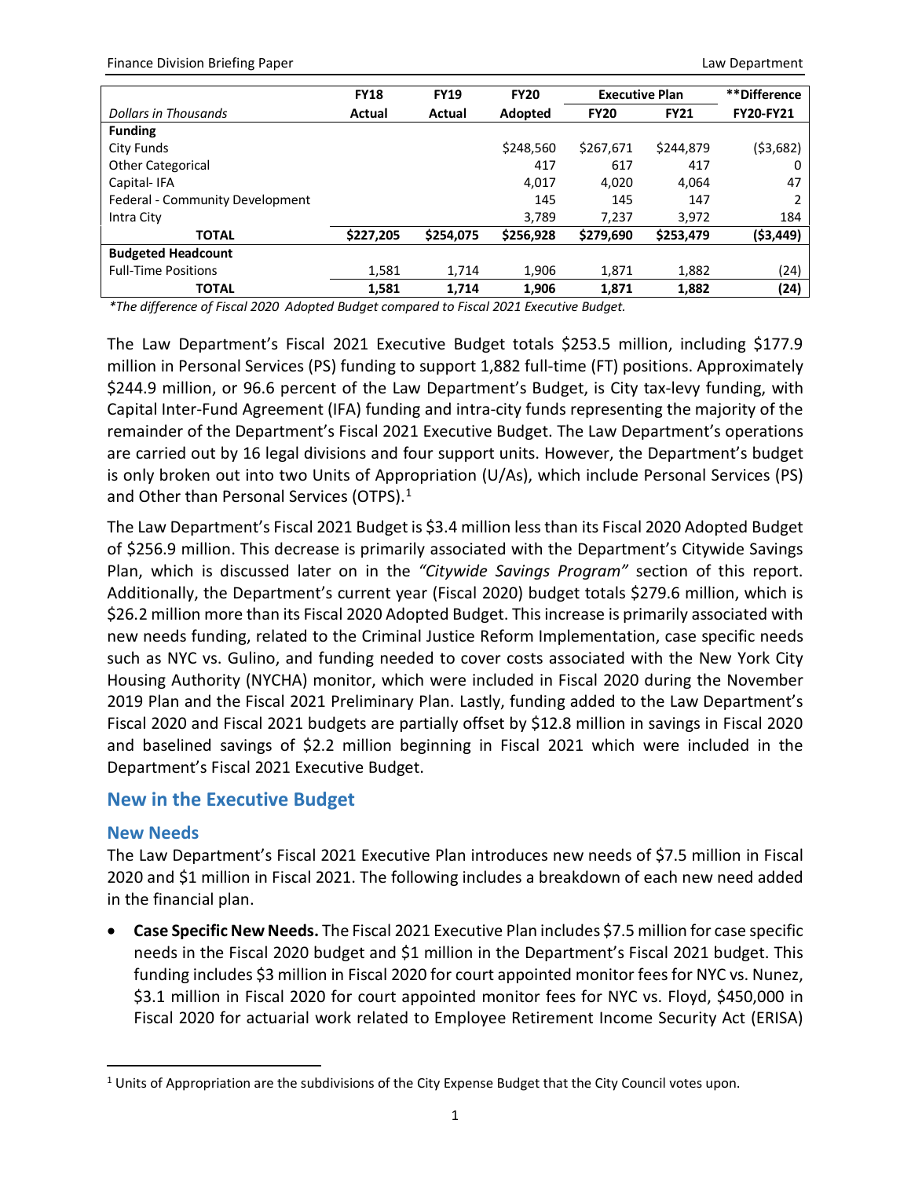| | FY18 | FY19 | FY20 | Executive Plan | | **Difference |
|---|---|---|---|---|---|---|
| *Dollars in Thousands* | Actual | Actual | Adopted | FY20 | FY21 | FY20-FY21 |
| **Funding** | | | | | | |
| City Funds | | | $248,560 | $267,671 | $244,879 | ($3,682) |
| Other Categorical | | | 417 | 617 | 417 | 0 |
| Capital- IFA | | | 4,017 | 4,020 | 4,064 | 47 |
| Federal - Community Development | | | 145 | 145 | 147 | 2 |
| Intra City | | | 3,789 | 7,237 | 3,972 | 184 |
| **TOTAL** | **$227,205** | **$254,075** | **$256,928** | **$279,690** | **$253,479** | **($3,449)** |
| **Budgeted Headcount** | | | | | | |
| Full-Time Positions | 1,581 | 1,714 | 1,906 | 1,871 | 1,882 | (24) |
| **TOTAL** | **1,581** | **1,714** | **1,906** | **1,871** | **1,882** | **(24)** |

*\*The difference of Fiscal 2020 Adopted Budget compared to Fiscal 2021 Executive Budget.*

The Law Department's Fiscal 2021 Executive Budget totals $253.5 million, including $177.9 million in Personal Services (PS) funding to support 1,882 full-time (FT) positions. Approximately $244.9 million, or 96.6 percent of the Law Department's Budget, is City tax-levy funding, with Capital Inter-Fund Agreement (IFA) funding and intra-city funds representing the majority of the remainder of the Department's Fiscal 2021 Executive Budget. The Law Department's operations are carried out by 16 legal divisions and four support units. However, the Department's budget is only broken out into two Units of Appropriation (U/As), which include Personal Services (PS) and Other than Personal Services (OTPS).[1]

The Law Department's Fiscal 2021 Budget is $3.4 million less than its Fiscal 2020 Adopted Budget of $256.9 million. This decrease is primarily associated with the Department's Citywide Savings Plan, which is discussed later on in the *"Citywide Savings Program"* section of this report. Additionally, the Department's current year (Fiscal 2020) budget totals $279.6 million, which is $26.2 million more than its Fiscal 2020 Adopted Budget. This increase is primarily associated with new needs funding, related to the Criminal Justice Reform Implementation, case specific needs such as NYC vs. Gulino, and funding needed to cover costs associated with the New York City Housing Authority (NYCHA) monitor, which were included in Fiscal 2020 during the November 2019 Plan and the Fiscal 2021 Preliminary Plan. Lastly, funding added to the Law Department's Fiscal 2020 and Fiscal 2021 budgets are partially offset by $12.8 million in savings in Fiscal 2020 and baselined savings of $2.2 million beginning in Fiscal 2021 which were included in the Department's Fiscal 2021 Executive Budget.

## New in the Executive Budget

### New Needs

The Law Department's Fiscal 2021 Executive Plan introduces new needs of $7.5 million in Fiscal 2020 and $1 million in Fiscal 2021. The following includes a breakdown of each new need added in the financial plan.

- **Case Specific New Needs.** The Fiscal 2021 Executive Plan includes $7.5 million for case specific needs in the Fiscal 2020 budget and $1 million in the Department's Fiscal 2021 budget. This funding includes $3 million in Fiscal 2020 for court appointed monitor fees for NYC vs. Nunez, $3.1 million in Fiscal 2020 for court appointed monitor fees for NYC vs. Floyd, $450,000 in Fiscal 2020 for actuarial work related to Employee Retirement Income Security Act (ERISA)

[1] Units of Appropriation are the subdivisions of the City Expense Budget that the City Council votes upon.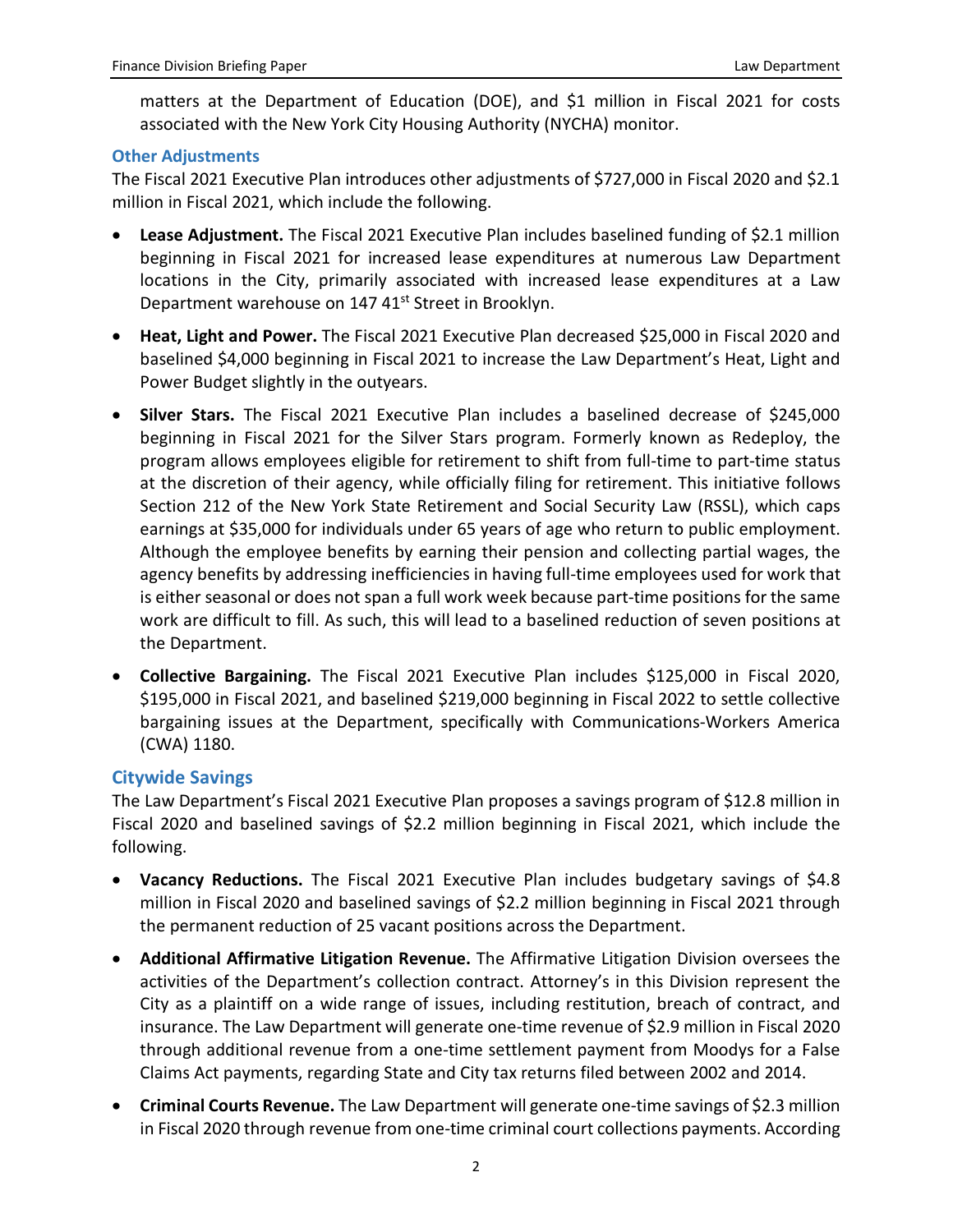matters at the Department of Education (DOE), and $1 million in Fiscal 2021 for costs associated with the New York City Housing Authority (NYCHA) monitor.

### Other Adjustments

The Fiscal 2021 Executive Plan introduces other adjustments of $727,000 in Fiscal 2020 and $2.1 million in Fiscal 2021, which include the following.

- **Lease Adjustment.** The Fiscal 2021 Executive Plan includes baselined funding of $2.1 million beginning in Fiscal 2021 for increased lease expenditures at numerous Law Department locations in the City, primarily associated with increased lease expenditures at a Law Department warehouse on 147 41st Street in Brooklyn.
- **Heat, Light and Power.** The Fiscal 2021 Executive Plan decreased $25,000 in Fiscal 2020 and baselined $4,000 beginning in Fiscal 2021 to increase the Law Department's Heat, Light and Power Budget slightly in the outyears.
- **Silver Stars.** The Fiscal 2021 Executive Plan includes a baselined decrease of $245,000 beginning in Fiscal 2021 for the Silver Stars program. Formerly known as Redeploy, the program allows employees eligible for retirement to shift from full-time to part-time status at the discretion of their agency, while officially filing for retirement. This initiative follows Section 212 of the New York State Retirement and Social Security Law (RSSL), which caps earnings at $35,000 for individuals under 65 years of age who return to public employment. Although the employee benefits by earning their pension and collecting partial wages, the agency benefits by addressing inefficiencies in having full-time employees used for work that is either seasonal or does not span a full work week because part-time positions for the same work are difficult to fill. As such, this will lead to a baselined reduction of seven positions at the Department.
- **Collective Bargaining.** The Fiscal 2021 Executive Plan includes $125,000 in Fiscal 2020, $195,000 in Fiscal 2021, and baselined $219,000 beginning in Fiscal 2022 to settle collective bargaining issues at the Department, specifically with Communications-Workers America (CWA) 1180.

### Citywide Savings

The Law Department's Fiscal 2021 Executive Plan proposes a savings program of $12.8 million in Fiscal 2020 and baselined savings of $2.2 million beginning in Fiscal 2021, which include the following.

- **Vacancy Reductions.** The Fiscal 2021 Executive Plan includes budgetary savings of $4.8 million in Fiscal 2020 and baselined savings of $2.2 million beginning in Fiscal 2021 through the permanent reduction of 25 vacant positions across the Department.
- **Additional Affirmative Litigation Revenue.** The Affirmative Litigation Division oversees the activities of the Department's collection contract. Attorney's in this Division represent the City as a plaintiff on a wide range of issues, including restitution, breach of contract, and insurance. The Law Department will generate one-time revenue of $2.9 million in Fiscal 2020 through additional revenue from a one-time settlement payment from Moodys for a False Claims Act payments, regarding State and City tax returns filed between 2002 and 2014.
- **Criminal Courts Revenue.** The Law Department will generate one-time savings of $2.3 million in Fiscal 2020 through revenue from one-time criminal court collections payments. According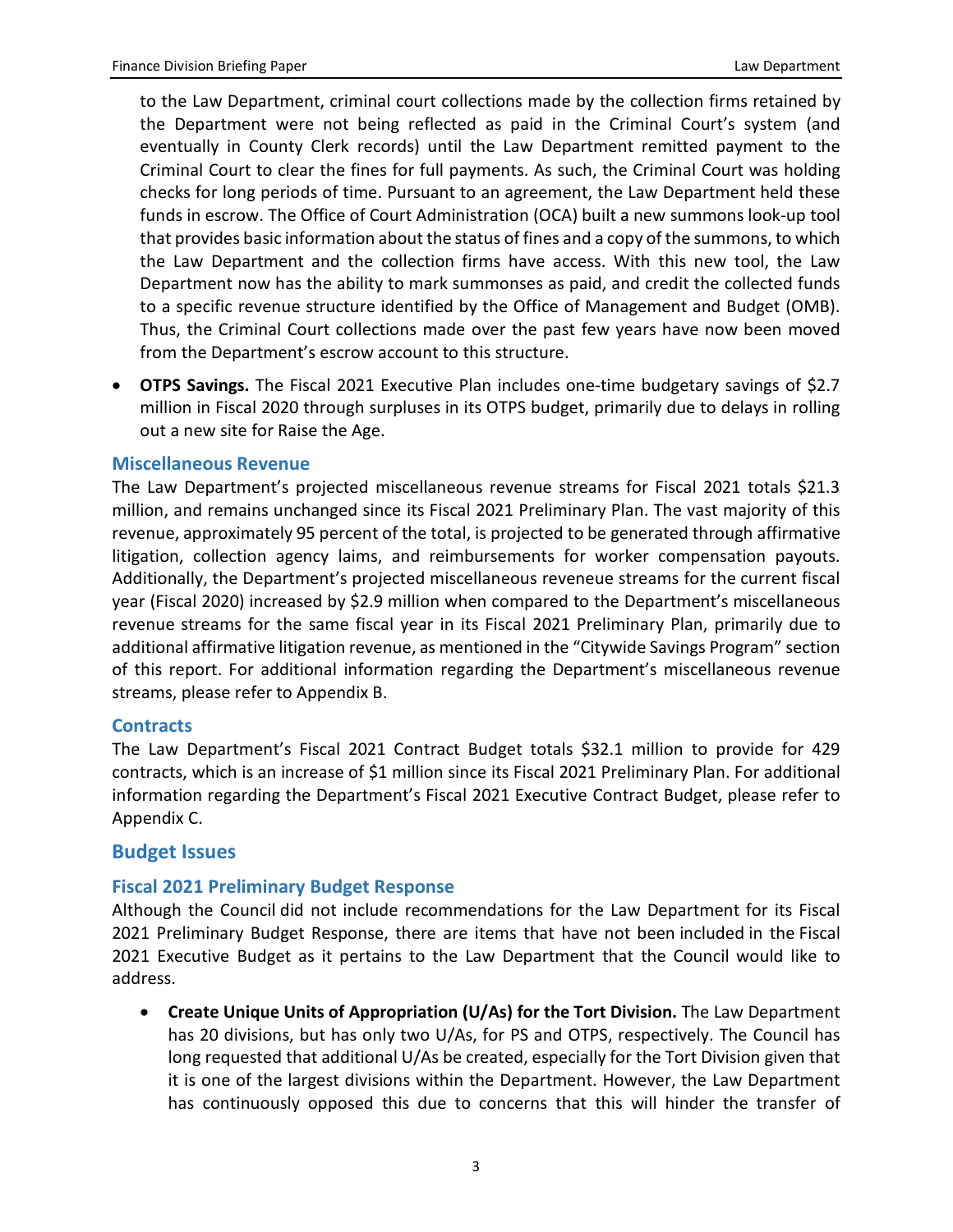to the Law Department, criminal court collections made by the collection firms retained by the Department were not being reflected as paid in the Criminal Court's system (and eventually in County Clerk records) until the Law Department remitted payment to the Criminal Court to clear the fines for full payments. As such, the Criminal Court was holding checks for long periods of time. Pursuant to an agreement, the Law Department held these funds in escrow. The Office of Court Administration (OCA) built a new summons look-up tool that provides basic information about the status of fines and a copy of the summons, to which the Law Department and the collection firms have access. With this new tool, the Law Department now has the ability to mark summonses as paid, and credit the collected funds to a specific revenue structure identified by the Office of Management and Budget (OMB). Thus, the Criminal Court collections made over the past few years have now been moved from the Department's escrow account to this structure.

- **OTPS Savings.** The Fiscal 2021 Executive Plan includes one-time budgetary savings of $2.7 million in Fiscal 2020 through surpluses in its OTPS budget, primarily due to delays in rolling out a new site for Raise the Age.

### Miscellaneous Revenue

The Law Department's projected miscellaneous revenue streams for Fiscal 2021 totals $21.3 million, and remains unchanged since its Fiscal 2021 Preliminary Plan. The vast majority of this revenue, approximately 95 percent of the total, is projected to be generated through affirmative litigation, collection agency laims, and reimbursements for worker compensation payouts. Additionally, the Department's projected miscellaneous reveneue streams for the current fiscal year (Fiscal 2020) increased by $2.9 million when compared to the Department's miscellaneous revenue streams for the same fiscal year in its Fiscal 2021 Preliminary Plan, primarily due to additional affirmative litigation revenue, as mentioned in the "Citywide Savings Program" section of this report. For additional information regarding the Department's miscellaneous revenue streams, please refer to Appendix B.

### Contracts

The Law Department's Fiscal 2021 Contract Budget totals $32.1 million to provide for 429 contracts, which is an increase of $1 million since its Fiscal 2021 Preliminary Plan. For additional information regarding the Department's Fiscal 2021 Executive Contract Budget, please refer to Appendix C.

## Budget Issues

### Fiscal 2021 Preliminary Budget Response

Although the Council did not include recommendations for the Law Department for its Fiscal 2021 Preliminary Budget Response, there are items that have not been included in the Fiscal 2021 Executive Budget as it pertains to the Law Department that the Council would like to address.

- **Create Unique Units of Appropriation (U/As) for the Tort Division.** The Law Department has 20 divisions, but has only two U/As, for PS and OTPS, respectively. The Council has long requested that additional U/As be created, especially for the Tort Division given that it is one of the largest divisions within the Department. However, the Law Department has continuously opposed this due to concerns that this will hinder the transfer of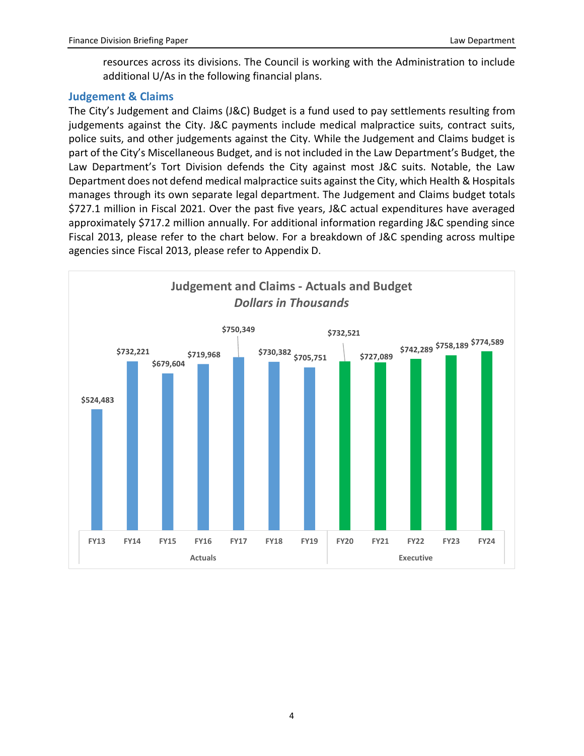resources across its divisions. The Council is working with the Administration to include additional U/As in the following financial plans.

## Judgement & Claims

The City's Judgement and Claims (J&C) Budget is a fund used to pay settlements resulting from judgements against the City. J&C payments include medical malpractice suits, contract suits, police suits, and other judgements against the City. While the Judgement and Claims budget is part of the City's Miscellaneous Budget, and is not included in the Law Department's Budget, the Law Department's Tort Division defends the City against most J&C suits. Notable, the Law Department does not defend medical malpractice suits against the City, which Health & Hospitals manages through its own separate legal department. The Judgement and Claims budget totals $727.1 million in Fiscal 2021. Over the past five years, J&C actual expenditures have averaged approximately $717.2 million annually. For additional information regarding J&C spending since Fiscal 2013, please refer to the chart below. For a breakdown of J&C spending across multipe agencies since Fiscal 2013, please refer to Appendix D.

**Judgement and Claims - Actuals and Budget**
***Dollars in Thousands***

| | FY13 | FY14 | FY15 | FY16 | FY17 | FY18 | FY19 | FY20 | FY21 | FY22 | FY23 | FY24 |
|---|---|---|---|---|---|---|---|---|---|---|---|---|
| | Actuals | | | | | | | Executive | | | | |
| | $524,483 | $732,221 | $679,604 | $719,968 | $750,349 | $730,382 | $705,751 | $732,521 | $727,089 | $742,289 | $758,189 | $774,589 |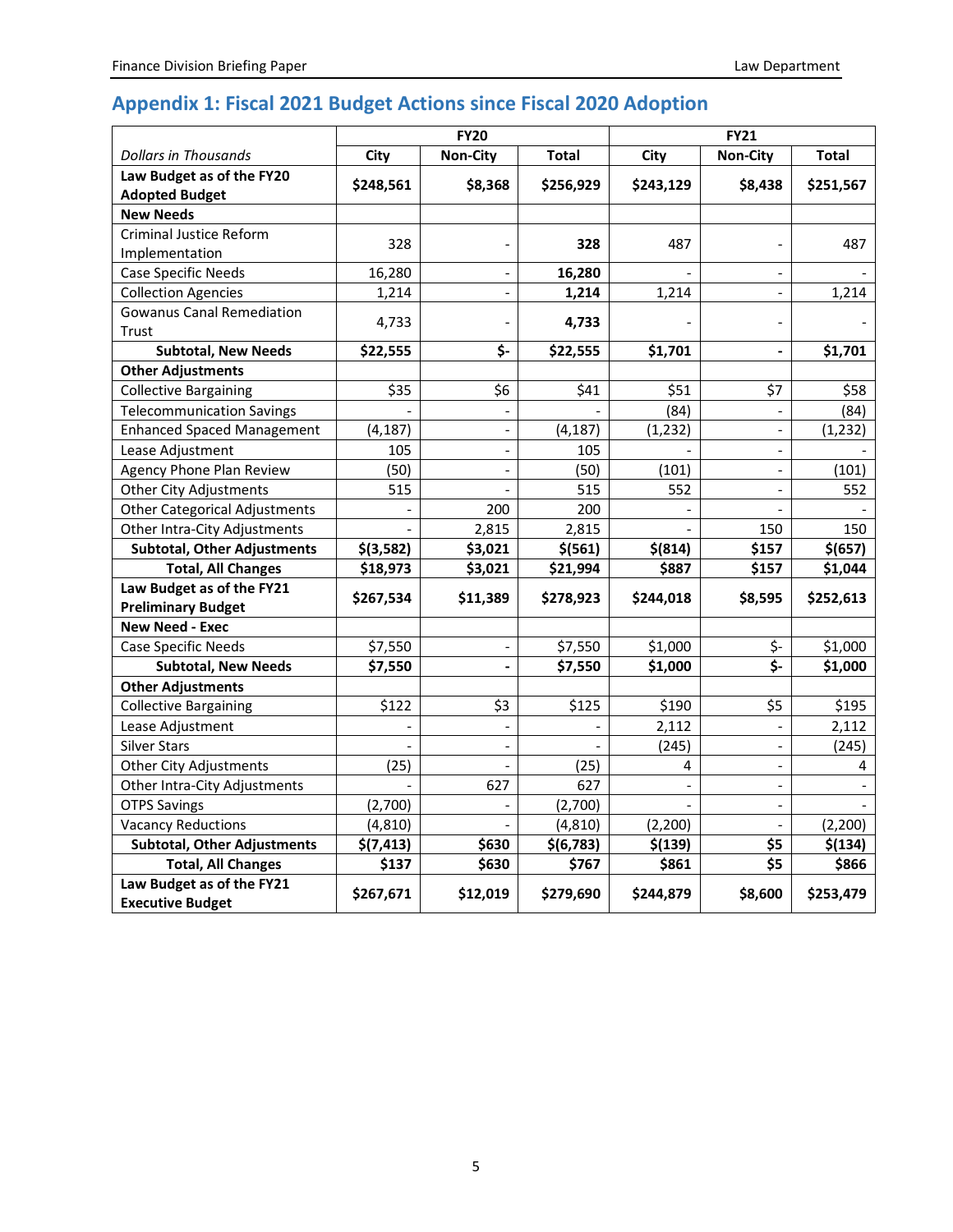## Appendix 1: Fiscal 2021 Budget Actions since Fiscal 2020 Adoption

| | FY20 | | | FY21 | | |
|---|---|---|---|---|---|---|
| *Dollars in Thousands* | **City** | **Non-City** | **Total** | **City** | **Non-City** | **Total** |
| **Law Budget as of the FY20 Adopted Budget** | **$248,561** | **$8,368** | **$256,929** | **$243,129** | **$8,438** | **$251,567** |
| **New Needs** | | | | | | |
| Criminal Justice Reform Implementation | 328 | - | **328** | 487 | - | 487 |
| Case Specific Needs | 16,280 | - | **16,280** | - | - | - |
| Collection Agencies | 1,214 | - | **1,214** | 1,214 | - | 1,214 |
| Gowanus Canal Remediation Trust | 4,733 | - | **4,733** | - | - | - |
| **Subtotal, New Needs** | **$22,555** | **$-** | **$22,555** | **$1,701** | **-** | **$1,701** |
| **Other Adjustments** | | | | | | |
| Collective Bargaining | $35 | $6 | $41 | $51 | $7 | $58 |
| Telecommunication Savings | - | - | - | (84) | - | (84) |
| Enhanced Spaced Management | (4,187) | - | (4,187) | (1,232) | - | (1,232) |
| Lease Adjustment | 105 | - | 105 | - | - | - |
| Agency Phone Plan Review | (50) | - | (50) | (101) | - | (101) |
| Other City Adjustments | 515 | - | 515 | 552 | - | 552 |
| Other Categorical Adjustments | - | 200 | 200 | - | - | - |
| Other Intra-City Adjustments | - | 2,815 | 2,815 | - | 150 | 150 |
| **Subtotal, Other Adjustments** | **$(3,582)** | **$3,021** | **$(561)** | **$(814)** | **$157** | **$(657)** |
| **Total, All Changes** | **$18,973** | **$3,021** | **$21,994** | **$887** | **$157** | **$1,044** |
| **Law Budget as of the FY21 Preliminary Budget** | **$267,534** | **$11,389** | **$278,923** | **$244,018** | **$8,595** | **$252,613** |
| **New Need - Exec** | | | | | | |
| Case Specific Needs | $7,550 | - | $7,550 | $1,000 | $- | $1,000 |
| **Subtotal, New Needs** | **$7,550** | **-** | **$7,550** | **$1,000** | **$-** | **$1,000** |
| **Other Adjustments** | | | | | | |
| Collective Bargaining | $122 | $3 | $125 | $190 | $5 | $195 |
| Lease Adjustment | - | - | - | 2,112 | - | 2,112 |
| Silver Stars | - | - | - | (245) | - | (245) |
| Other City Adjustments | (25) | - | (25) | 4 | - | 4 |
| Other Intra-City Adjustments | - | 627 | 627 | - | - | - |
| OTPS Savings | (2,700) | - | (2,700) | - | - | - |
| Vacancy Reductions | (4,810) | - | (4,810) | (2,200) | - | (2,200) |
| **Subtotal, Other Adjustments** | **$(7,413)** | **$630** | **$(6,783)** | **$(139)** | **$5** | **$(134)** |
| **Total, All Changes** | **$137** | **$630** | **$767** | **$861** | **$5** | **$866** |
| **Law Budget as of the FY21 Executive Budget** | **$267,671** | **$12,019** | **$279,690** | **$244,879** | **$8,600** | **$253,479** |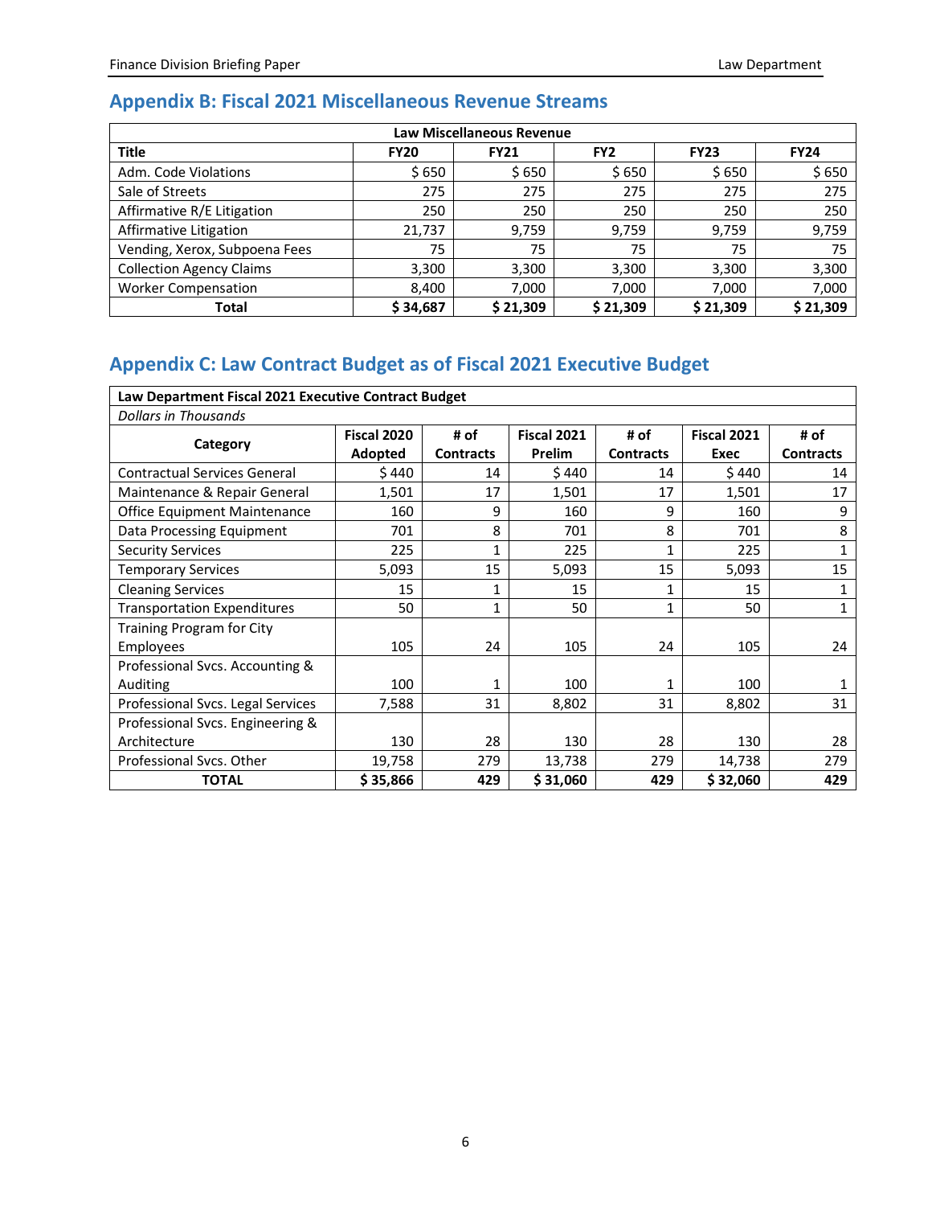## Appendix B: Fiscal 2021 Miscellaneous Revenue Streams

| Law Miscellaneous Revenue | | | | | |
|---|---|---|---|---|---|
| **Title** | **FY20** | **FY21** | **FY2** | **FY23** | **FY24** |
| Adm. Code Violations | $ 650 | $ 650 | $ 650 | $ 650 | $ 650 |
| Sale of Streets | 275 | 275 | 275 | 275 | 275 |
| Affirmative R/E Litigation | 250 | 250 | 250 | 250 | 250 |
| Affirmative Litigation | 21,737 | 9,759 | 9,759 | 9,759 | 9,759 |
| Vending, Xerox, Subpoena Fees | 75 | 75 | 75 | 75 | 75 |
| Collection Agency Claims | 3,300 | 3,300 | 3,300 | 3,300 | 3,300 |
| Worker Compensation | 8,400 | 7,000 | 7,000 | 7,000 | 7,000 |
| **Total** | **$ 34,687** | **$ 21,309** | **$ 21,309** | **$ 21,309** | **$ 21,309** |

## Appendix C: Law Contract Budget as of Fiscal 2021 Executive Budget

| Law Department Fiscal 2021 Executive Contract Budget | | | | | | |
|---|---|---|---|---|---|---|
| *Dollars in Thousands* | | | | | | |
| **Category** | **Fiscal 2020 Adopted** | **# of Contracts** | **Fiscal 2021 Prelim** | **# of Contracts** | **Fiscal 2021 Exec** | **# of Contracts** |
| Contractual Services General | $ 440 | 14 | $ 440 | 14 | $ 440 | 14 |
| Maintenance & Repair General | 1,501 | 17 | 1,501 | 17 | 1,501 | 17 |
| Office Equipment Maintenance | 160 | 9 | 160 | 9 | 160 | 9 |
| Data Processing Equipment | 701 | 8 | 701 | 8 | 701 | 8 |
| Security Services | 225 | 1 | 225 | 1 | 225 | 1 |
| Temporary Services | 5,093 | 15 | 5,093 | 15 | 5,093 | 15 |
| Cleaning Services | 15 | 1 | 15 | 1 | 15 | 1 |
| Transportation Expenditures | 50 | 1 | 50 | 1 | 50 | 1 |
| Training Program for City Employees | 105 | 24 | 105 | 24 | 105 | 24 |
| Professional Svcs. Accounting & Auditing | 100 | 1 | 100 | 1 | 100 | 1 |
| Professional Svcs. Legal Services | 7,588 | 31 | 8,802 | 31 | 8,802 | 31 |
| Professional Svcs. Engineering & Architecture | 130 | 28 | 130 | 28 | 130 | 28 |
| Professional Svcs. Other | 19,758 | 279 | 13,738 | 279 | 14,738 | 279 |
| **TOTAL** | **$ 35,866** | **429** | **$ 31,060** | **429** | **$ 32,060** | **429** |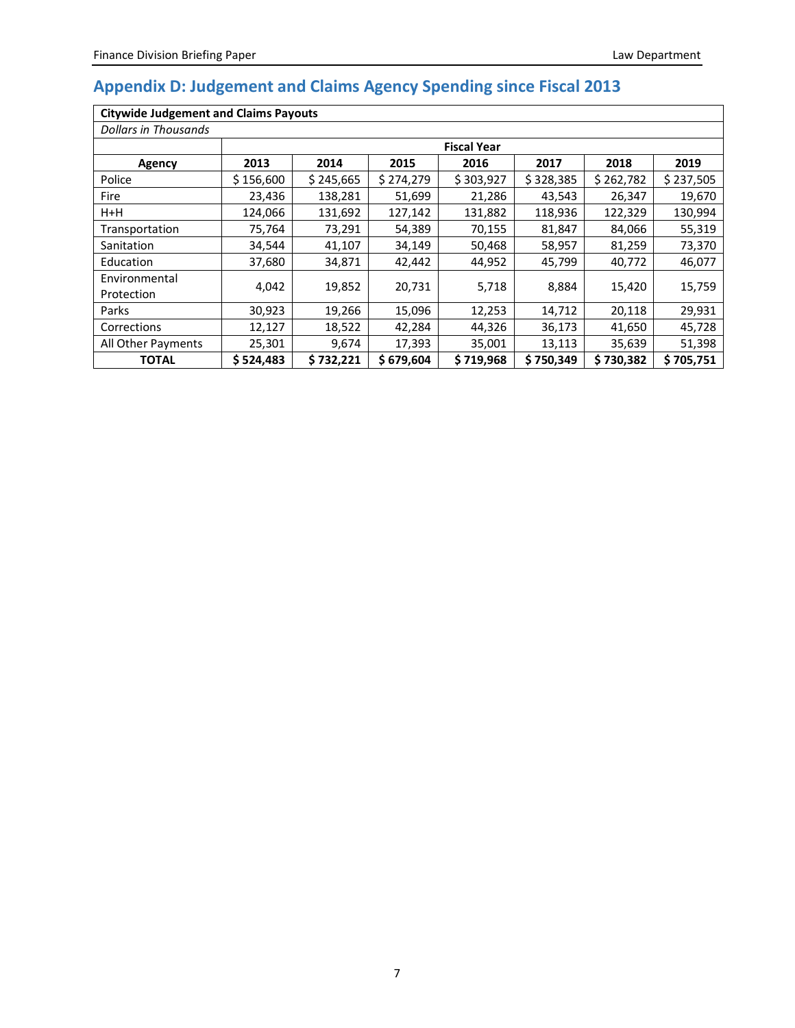## Appendix D: Judgement and Claims Agency Spending since Fiscal 2013

| **Citywide Judgement and Claims Payouts** | | | | | | | |
|---|---|---|---|---|---|---|---|
| *Dollars in Thousands* | | | | | | | |
| | **Fiscal Year** | | | | | | |
| **Agency** | **2013** | **2014** | **2015** | **2016** | **2017** | **2018** | **2019** |
| Police | $ 156,600 | $ 245,665 | $ 274,279 | $ 303,927 | $ 328,385 | $ 262,782 | $ 237,505 |
| Fire | 23,436 | 138,281 | 51,699 | 21,286 | 43,543 | 26,347 | 19,670 |
| H+H | 124,066 | 131,692 | 127,142 | 131,882 | 118,936 | 122,329 | 130,994 |
| Transportation | 75,764 | 73,291 | 54,389 | 70,155 | 81,847 | 84,066 | 55,319 |
| Sanitation | 34,544 | 41,107 | 34,149 | 50,468 | 58,957 | 81,259 | 73,370 |
| Education | 37,680 | 34,871 | 42,442 | 44,952 | 45,799 | 40,772 | 46,077 |
| Environmental Protection | 4,042 | 19,852 | 20,731 | 5,718 | 8,884 | 15,420 | 15,759 |
| Parks | 30,923 | 19,266 | 15,096 | 12,253 | 14,712 | 20,118 | 29,931 |
| Corrections | 12,127 | 18,522 | 42,284 | 44,326 | 36,173 | 41,650 | 45,728 |
| All Other Payments | 25,301 | 9,674 | 17,393 | 35,001 | 13,113 | 35,639 | 51,398 |
| **TOTAL** | **$ 524,483** | **$ 732,221** | **$ 679,604** | **$ 719,968** | **$ 750,349** | **$ 730,382** | **$ 705,751** |